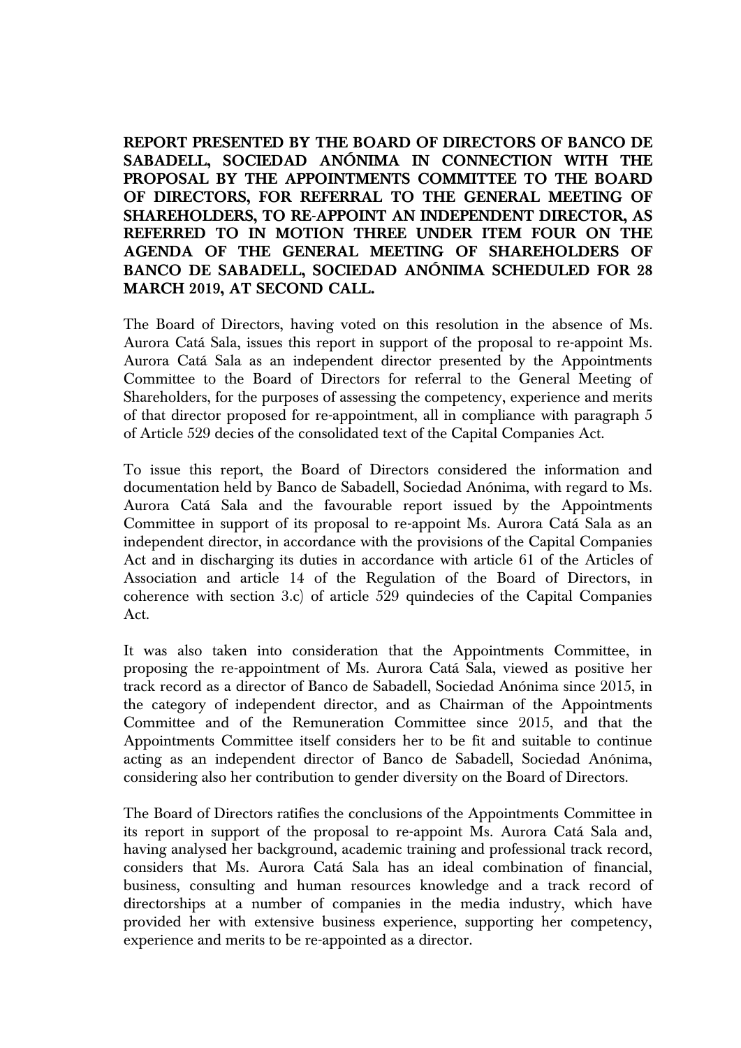**REPORT PRESENTED BY THE BOARD OF DIRECTORS OF BANCO DE SABADELL, SOCIEDAD ANÓNIMA IN CONNECTION WITH THE PROPOSAL BY THE APPOINTMENTS COMMITTEE TO THE BOARD OF DIRECTORS, FOR REFERRAL TO THE GENERAL MEETING OF SHAREHOLDERS, TO RE-APPOINT AN INDEPENDENT DIRECTOR, AS REFERRED TO IN MOTION THREE UNDER ITEM FOUR ON THE AGENDA OF THE GENERAL MEETING OF SHAREHOLDERS OF BANCO DE SABADELL, SOCIEDAD ANÓNIMA SCHEDULED FOR 28 MARCH 2019, AT SECOND CALL.**

The Board of Directors, having voted on this resolution in the absence of Ms. Aurora Catá Sala, issues this report in support of the proposal to re-appoint Ms. Aurora Catá Sala as an independent director presented by the Appointments Committee to the Board of Directors for referral to the General Meeting of Shareholders, for the purposes of assessing the competency, experience and merits of that director proposed for re-appointment, all in compliance with paragraph 5 of Article 529 decies of the consolidated text of the Capital Companies Act.

To issue this report, the Board of Directors considered the information and documentation held by Banco de Sabadell, Sociedad Anónima, with regard to Ms. Aurora Catá Sala and the favourable report issued by the Appointments Committee in support of its proposal to re-appoint Ms. Aurora Catá Sala as an independent director, in accordance with the provisions of the Capital Companies Act and in discharging its duties in accordance with article 61 of the Articles of Association and article 14 of the Regulation of the Board of Directors, in coherence with section 3.c) of article 529 quindecies of the Capital Companies Act.

It was also taken into consideration that the Appointments Committee, in proposing the re-appointment of Ms. Aurora Catá Sala, viewed as positive her track record as a director of Banco de Sabadell, Sociedad Anónima since 2015, in the category of independent director, and as Chairman of the Appointments Committee and of the Remuneration Committee since 2015, and that the Appointments Committee itself considers her to be fit and suitable to continue acting as an independent director of Banco de Sabadell, Sociedad Anónima, considering also her contribution to gender diversity on the Board of Directors.

The Board of Directors ratifies the conclusions of the Appointments Committee in its report in support of the proposal to re-appoint Ms. Aurora Catá Sala and, having analysed her background, academic training and professional track record, considers that Ms. Aurora Catá Sala has an ideal combination of financial, business, consulting and human resources knowledge and a track record of directorships at a number of companies in the media industry, which have provided her with extensive business experience, supporting her competency, experience and merits to be re-appointed as a director.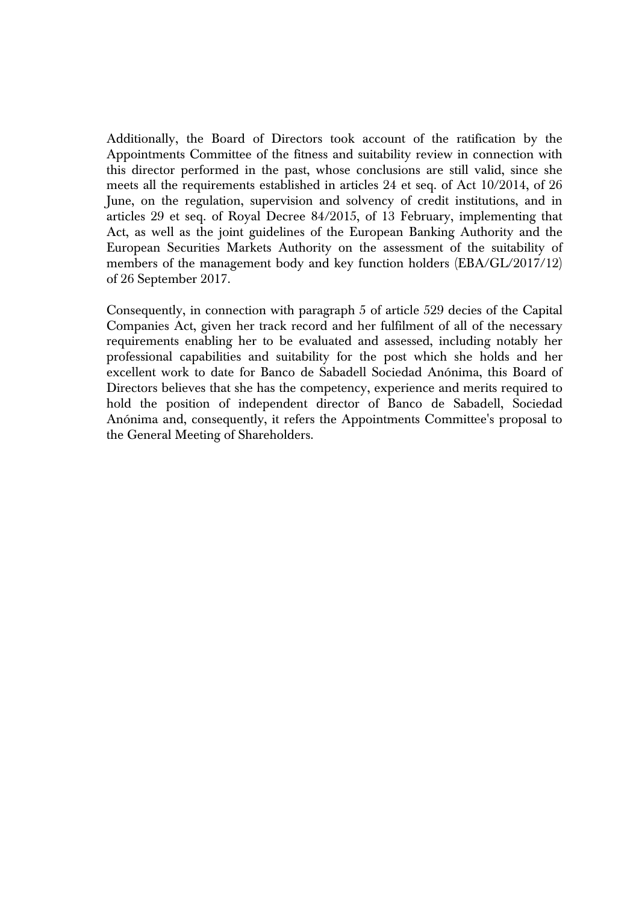Additionally, the Board of Directors took account of the ratification by the Appointments Committee of the fitness and suitability review in connection with this director performed in the past, whose conclusions are still valid, since she meets all the requirements established in articles 24 et seq. of Act 10/2014, of 26 June, on the regulation, supervision and solvency of credit institutions, and in articles 29 et seq. of Royal Decree 84/2015, of 13 February, implementing that Act, as well as the joint guidelines of the European Banking Authority and the European Securities Markets Authority on the assessment of the suitability of members of the management body and key function holders (EBA/GL/2017/12) of 26 September 2017.

Consequently, in connection with paragraph 5 of article 529 decies of the Capital Companies Act, given her track record and her fulfilment of all of the necessary requirements enabling her to be evaluated and assessed, including notably her professional capabilities and suitability for the post which she holds and her excellent work to date for Banco de Sabadell Sociedad Anónima, this Board of Directors believes that she has the competency, experience and merits required to hold the position of independent director of Banco de Sabadell, Sociedad Anónima and, consequently, it refers the Appointments Committee's proposal to the General Meeting of Shareholders.